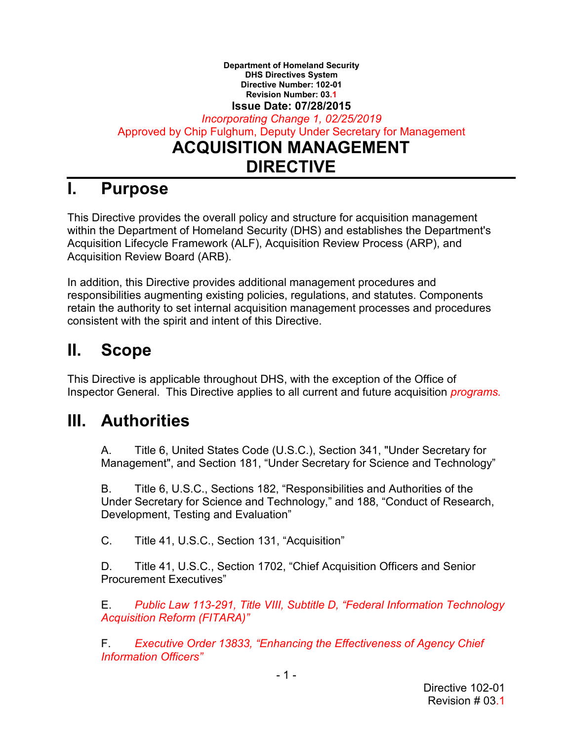**Department of Homeland Security**
**DHS Directives System**
**Directive Number: 102-01**
**Revision Number: 03.1**
**Issue Date: 07/28/2015**

*Incorporating Change 1, 02/25/2019*

Approved by Chip Fulghum, Deputy Under Secretary for Management

# ACQUISITION MANAGEMENT DIRECTIVE

## I. Purpose

This Directive provides the overall policy and structure for acquisition management within the Department of Homeland Security (DHS) and establishes the Department's Acquisition Lifecycle Framework (ALF), Acquisition Review Process (ARP), and Acquisition Review Board (ARB).

In addition, this Directive provides additional management procedures and responsibilities augmenting existing policies, regulations, and statutes. Components retain the authority to set internal acquisition management processes and procedures consistent with the spirit and intent of this Directive.

## II. Scope

This Directive is applicable throughout DHS, with the exception of the Office of Inspector General. This Directive applies to all current and future acquisition *programs.*

## III. Authorities

A. Title 6, United States Code (U.S.C.), Section 341, "Under Secretary for Management", and Section 181, "Under Secretary for Science and Technology"

B. Title 6, U.S.C., Sections 182, "Responsibilities and Authorities of the Under Secretary for Science and Technology," and 188, "Conduct of Research, Development, Testing and Evaluation"

C. Title 41, U.S.C., Section 131, "Acquisition"

D. Title 41, U.S.C., Section 1702, "Chief Acquisition Officers and Senior Procurement Executives"

E. *Public Law 113-291, Title VIII, Subtitle D, "Federal Information Technology Acquisition Reform (FITARA)"*

F. *Executive Order 13833, "Enhancing the Effectiveness of Agency Chief Information Officers"*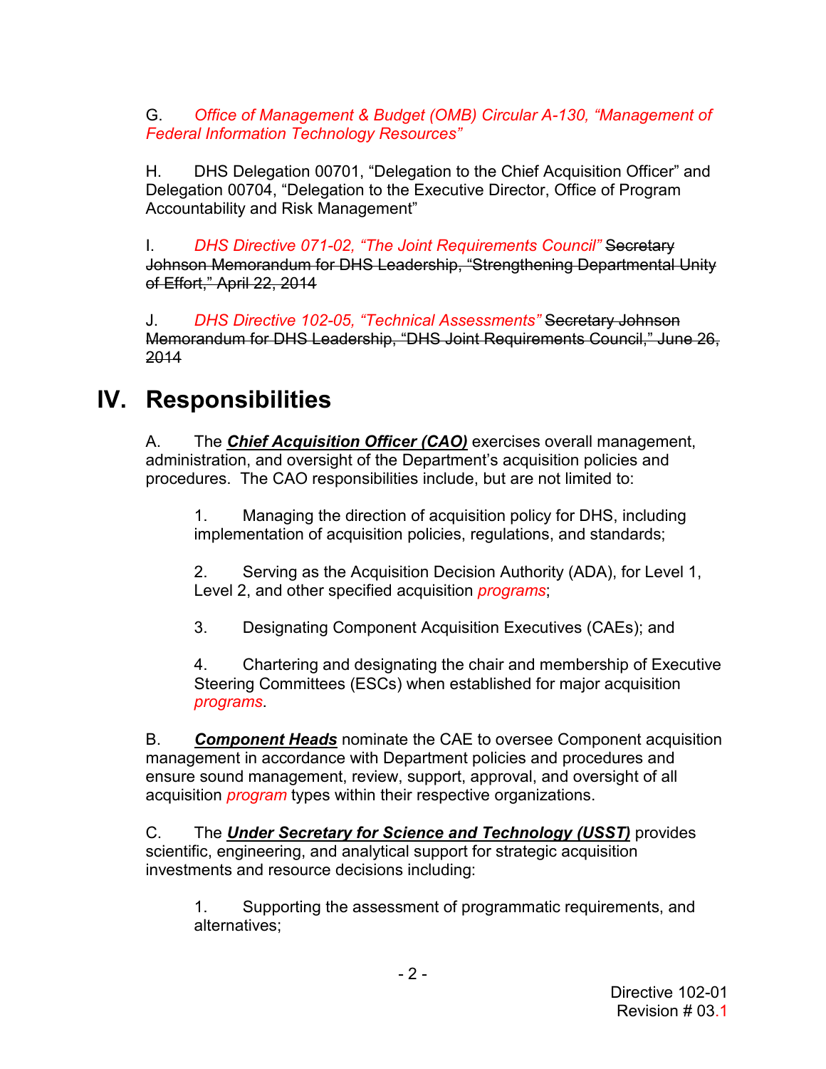G. *Office of Management & Budget (OMB) Circular A-130, "Management of Federal Information Technology Resources"*

H. DHS Delegation 00701, "Delegation to the Chief Acquisition Officer" and Delegation 00704, "Delegation to the Executive Director, Office of Program Accountability and Risk Management"

I. *DHS Directive 071-02, "The Joint Requirements Council"* ~~Secretary Johnson Memorandum for DHS Leadership, "Strengthening Departmental Unity of Effort," April 22, 2014~~

J. *DHS Directive 102-05, "Technical Assessments"* ~~Secretary Johnson Memorandum for DHS Leadership, "DHS Joint Requirements Council," June 26, 2014~~

# IV. Responsibilities

A. The ***Chief Acquisition Officer (CAO)*** exercises overall management, administration, and oversight of the Department's acquisition policies and procedures. The CAO responsibilities include, but are not limited to:

1. Managing the direction of acquisition policy for DHS, including implementation of acquisition policies, regulations, and standards;

2. Serving as the Acquisition Decision Authority (ADA), for Level 1, Level 2, and other specified acquisition *programs*;

3. Designating Component Acquisition Executives (CAEs); and

4. Chartering and designating the chair and membership of Executive Steering Committees (ESCs) when established for major acquisition *programs*.

B. ***Component Heads*** nominate the CAE to oversee Component acquisition management in accordance with Department policies and procedures and ensure sound management, review, support, approval, and oversight of all acquisition *program* types within their respective organizations.

C. The ***Under Secretary for Science and Technology (USST)*** provides scientific, engineering, and analytical support for strategic acquisition investments and resource decisions including:

1. Supporting the assessment of programmatic requirements, and alternatives;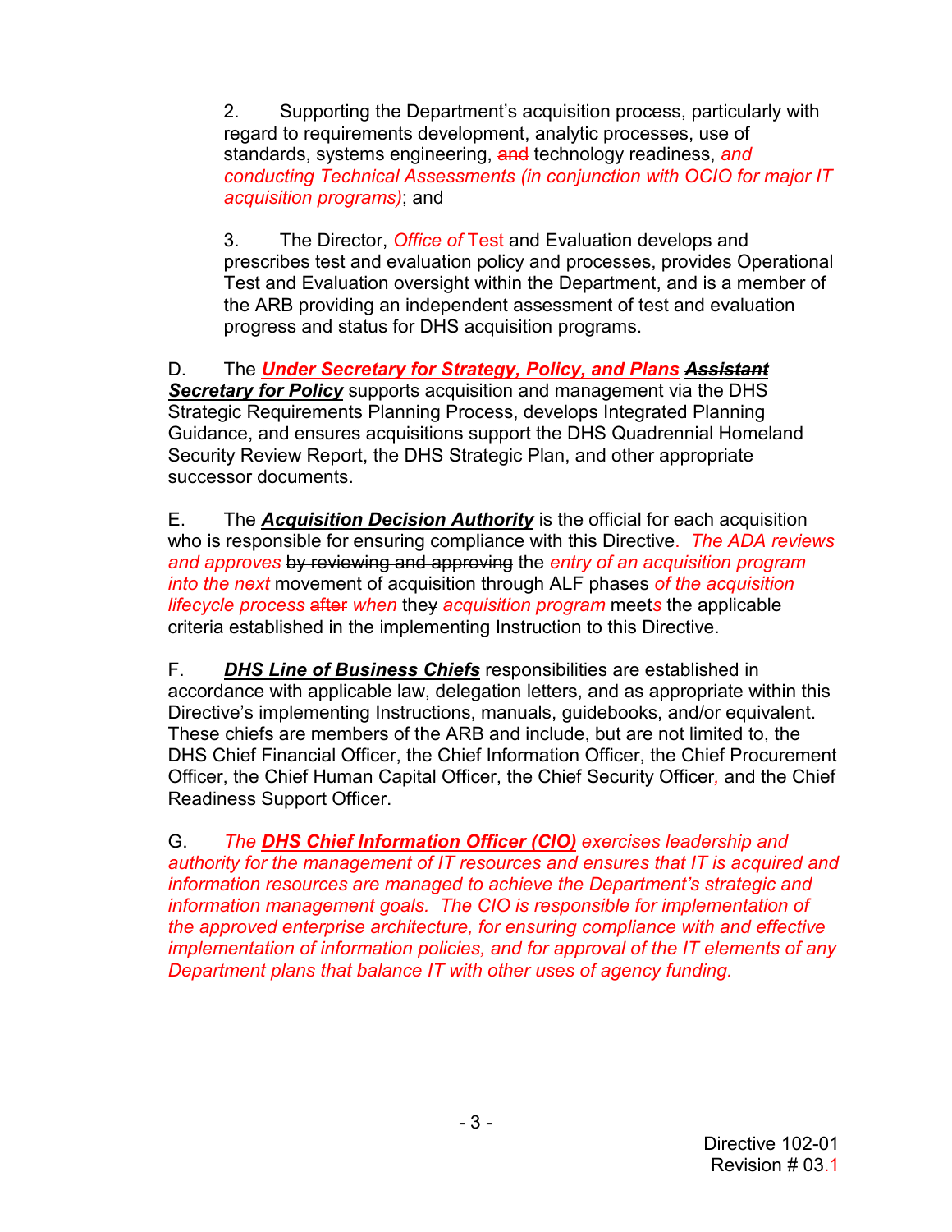2. Supporting the Department's acquisition process, particularly with regard to requirements development, analytic processes, use of standards, systems engineering, ~~and~~ technology readiness, *and conducting Technical Assessments (in conjunction with OCIO for major IT acquisition programs)*; and

3. The Director, *Office of* Test and Evaluation develops and prescribes test and evaluation policy and processes, provides Operational Test and Evaluation oversight within the Department, and is a member of the ARB providing an independent assessment of test and evaluation progress and status for DHS acquisition programs.

D. The ***Under Secretary for Strategy, Policy, and Plans*** ~~***Assistant Secretary for Policy***~~ supports acquisition and management via the DHS Strategic Requirements Planning Process, develops Integrated Planning Guidance, and ensures acquisitions support the DHS Quadrennial Homeland Security Review Report, the DHS Strategic Plan, and other appropriate successor documents.

E. The ***Acquisition Decision Authority*** is the official ~~for each acquisition~~ who is responsible for ensuring compliance with this Directive. *The ADA reviews and approves* ~~by reviewing and approving~~ the *entry of an acquisition program into the next* ~~movement of acquisition through ALF~~ phase~~s~~ *of the acquisition lifecycle process* ~~after~~ *when* the~~y~~ *acquisition program* meet*s* the applicable criteria established in the implementing Instruction to this Directive.

F. ***DHS Line of Business Chiefs*** responsibilities are established in accordance with applicable law, delegation letters, and as appropriate within this Directive's implementing Instructions, manuals, guidebooks, and/or equivalent. These chiefs are members of the ARB and include, but are not limited to, the DHS Chief Financial Officer, the Chief Information Officer, the Chief Procurement Officer, the Chief Human Capital Officer, the Chief Security Officer*,* and the Chief Readiness Support Officer.

G. *The* ***DHS Chief Information Officer (CIO)*** *exercises leadership and authority for the management of IT resources and ensures that IT is acquired and information resources are managed to achieve the Department's strategic and information management goals. The CIO is responsible for implementation of the approved enterprise architecture, for ensuring compliance with and effective implementation of information policies, and for approval of the IT elements of any Department plans that balance IT with other uses of agency funding.*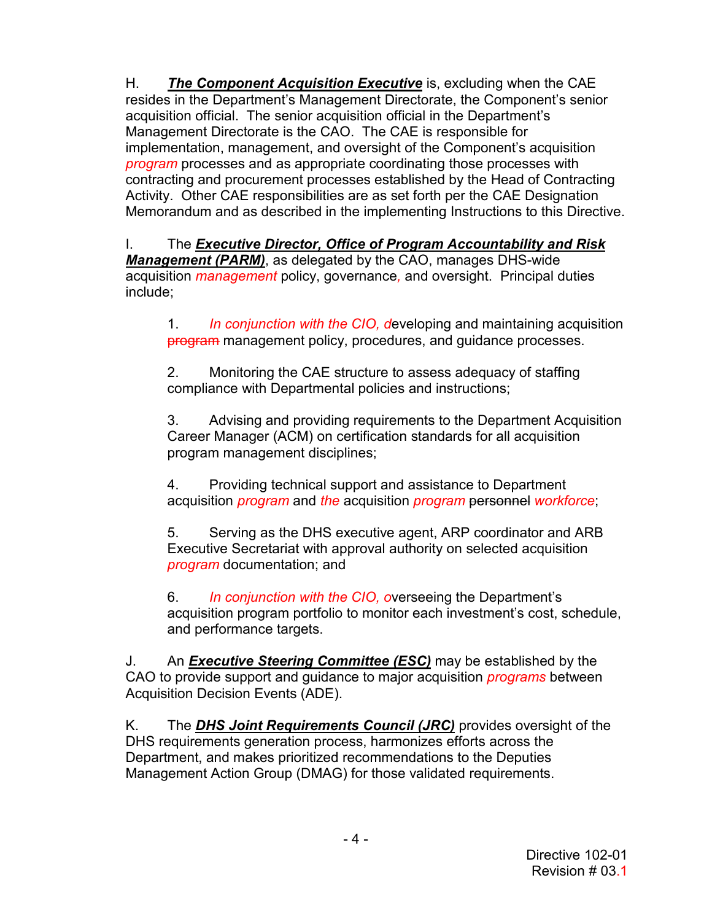H. ***The Component Acquisition Executive*** is, excluding when the CAE resides in the Department's Management Directorate, the Component's senior acquisition official. The senior acquisition official in the Department's Management Directorate is the CAO. The CAE is responsible for implementation, management, and oversight of the Component's acquisition *program* processes and as appropriate coordinating those processes with contracting and procurement processes established by the Head of Contracting Activity. Other CAE responsibilities are as set forth per the CAE Designation Memorandum and as described in the implementing Instructions to this Directive.

I. The ***Executive Director, Office of Program Accountability and Risk Management (PARM)***, as delegated by the CAO, manages DHS-wide acquisition *management* policy, governance*,* and oversight. Principal duties include;

1. *In conjunction with the CIO, d*eveloping and maintaining acquisition ~~program~~ management policy, procedures, and guidance processes.

2. Monitoring the CAE structure to assess adequacy of staffing compliance with Departmental policies and instructions;

3. Advising and providing requirements to the Department Acquisition Career Manager (ACM) on certification standards for all acquisition program management disciplines;

4. Providing technical support and assistance to Department acquisition *program* and *the* acquisition *program* ~~personnel~~ *workforce*;

5. Serving as the DHS executive agent, ARP coordinator and ARB Executive Secretariat with approval authority on selected acquisition *program* documentation; and

6. *In conjunction with the CIO, o*verseeing the Department's acquisition program portfolio to monitor each investment's cost, schedule, and performance targets.

J. An ***Executive Steering Committee (ESC)*** may be established by the CAO to provide support and guidance to major acquisition *programs* between Acquisition Decision Events (ADE).

K. The ***DHS Joint Requirements Council (JRC)*** provides oversight of the DHS requirements generation process, harmonizes efforts across the Department, and makes prioritized recommendations to the Deputies Management Action Group (DMAG) for those validated requirements.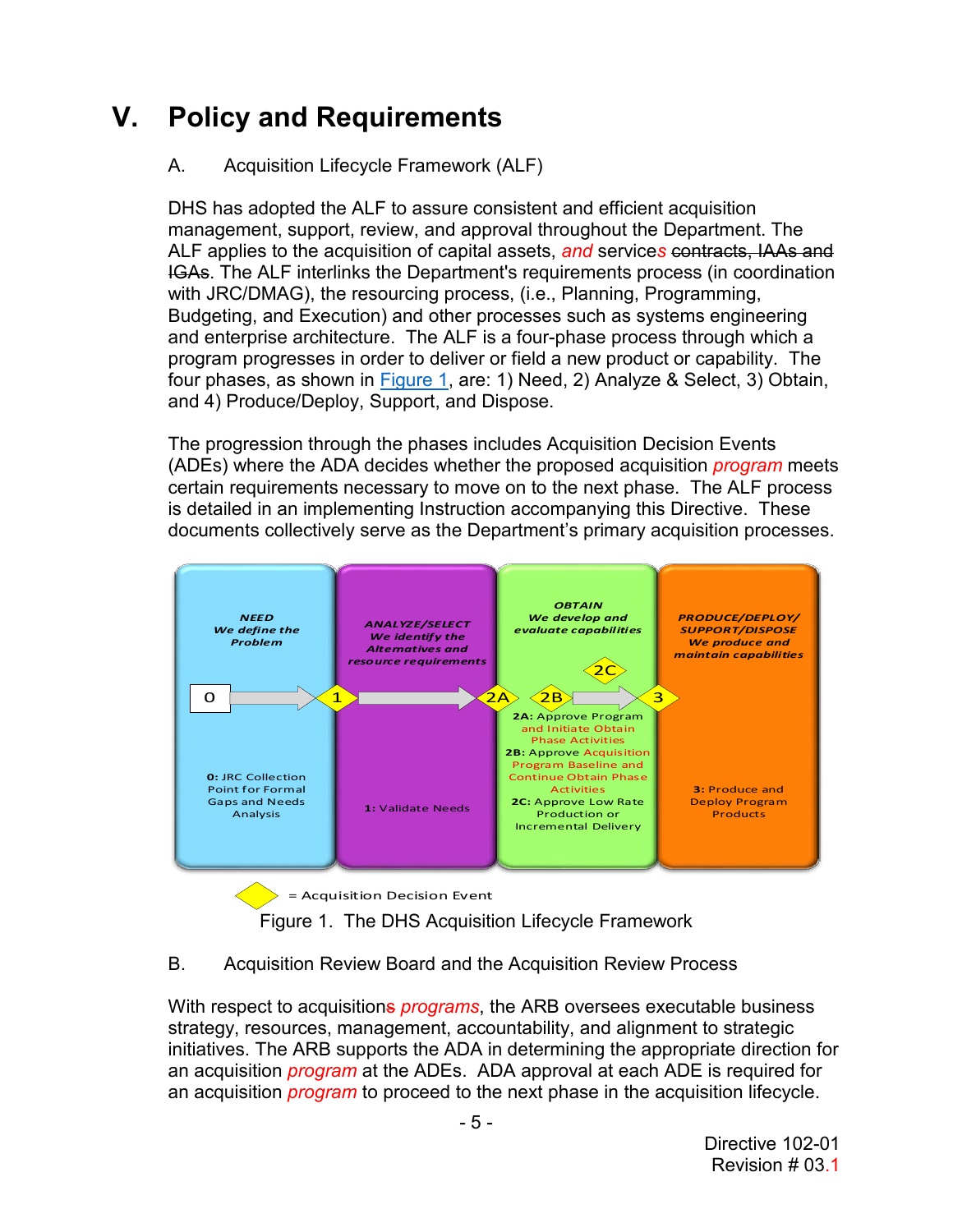# V. Policy and Requirements

## A. Acquisition Lifecycle Framework (ALF)

DHS has adopted the ALF to assure consistent and efficient acquisition management, support, review, and approval throughout the Department. The ALF applies to the acquisition of capital assets, *and* services ~~contracts, IAAs and IGAs~~. The ALF interlinks the Department's requirements process (in coordination with JRC/DMAG), the resourcing process, (i.e., Planning, Programming, Budgeting, and Execution) and other processes such as systems engineering and enterprise architecture. The ALF is a four-phase process through which a program progresses in order to deliver or field a new product or capability. The four phases, as shown in Figure 1, are: 1) Need, 2) Analyze & Select, 3) Obtain, and 4) Produce/Deploy, Support, and Dispose.

The progression through the phases includes Acquisition Decision Events (ADEs) where the ADA decides whether the proposed acquisition *program* meets certain requirements necessary to move on to the next phase. The ALF process is detailed in an implementing Instruction accompanying this Directive. These documents collectively serve as the Department's primary acquisition processes.

| NEED<br>We define the Problem | ANALYZE/SELECT<br>We identify the Alternatives and resource requirements | OBTAIN<br>We develop and evaluate capabilities | PRODUCE/DEPLOY/ SUPPORT/DISPOSE<br>We produce and maintain capabilities |
|---|---|---|---|
| 0 → ◆1 | ◆1 → ◆2A | ◆2A ◆2B → ◆2C → ◆3 | ◆3 |
| 0: JRC Collection Point for Formal Gaps and Needs Analysis | 1: Validate Needs | 2A: Approve Program and Initiate Obtain Phase Activities<br>2B: Approve Acquisition Program Baseline and Continue Obtain Phase Activities<br>2C: Approve Low Rate Production or Incremental Delivery | 3: Produce and Deploy Program Products |

◆ = Acquisition Decision Event

Figure 1. The DHS Acquisition Lifecycle Framework

## B. Acquisition Review Board and the Acquisition Review Process

With respect to acquisition~~s~~ *programs*, the ARB oversees executable business strategy, resources, management, accountability, and alignment to strategic initiatives. The ARB supports the ADA in determining the appropriate direction for an acquisition *program* at the ADEs. ADA approval at each ADE is required for an acquisition *program* to proceed to the next phase in the acquisition lifecycle.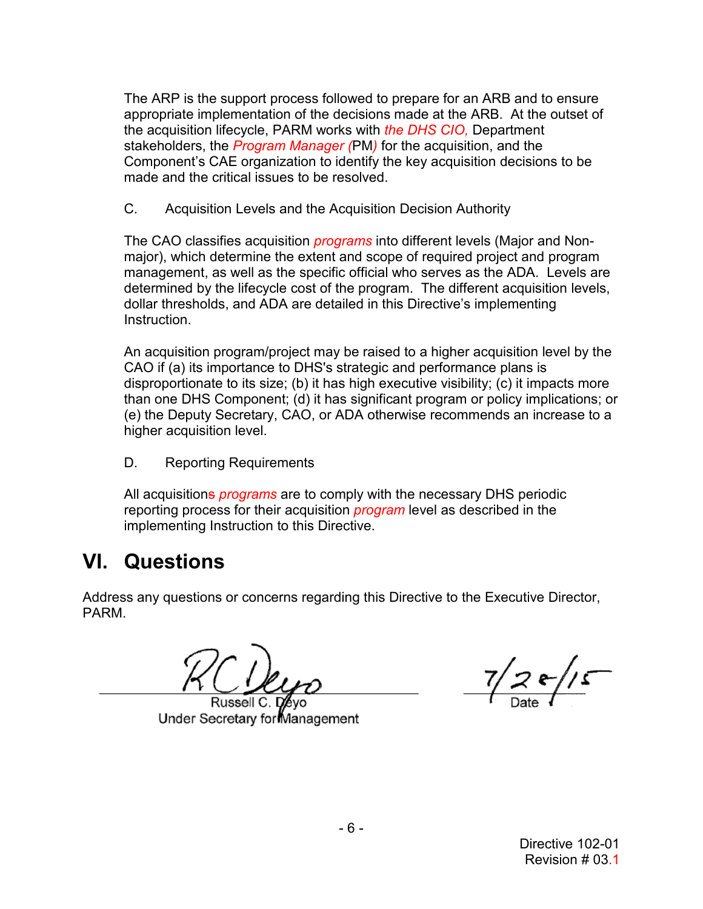The ARP is the support process followed to prepare for an ARB and to ensure appropriate implementation of the decisions made at the ARB. At the outset of the acquisition lifecycle, PARM works with *the DHS CIO,* Department stakeholders, the *Program Manager (*PM*)* for the acquisition, and the Component's CAE organization to identify the key acquisition decisions to be made and the critical issues to be resolved.

C. Acquisition Levels and the Acquisition Decision Authority

The CAO classifies acquisition *programs* into different levels (Major and Non-major), which determine the extent and scope of required project and program management, as well as the specific official who serves as the ADA. Levels are determined by the lifecycle cost of the program. The different acquisition levels, dollar thresholds, and ADA are detailed in this Directive's implementing Instruction.

An acquisition program/project may be raised to a higher acquisition level by the CAO if (a) its importance to DHS's strategic and performance plans is disproportionate to its size; (b) it has high executive visibility; (c) it impacts more than one DHS Component; (d) it has significant program or policy implications; or (e) the Deputy Secretary, CAO, or ADA otherwise recommends an increase to a higher acquisition level.

D. Reporting Requirements

All acquisition~~s~~ *programs* are to comply with the necessary DHS periodic reporting process for their acquisition *program* level as described in the implementing Instruction to this Directive.

## VI. Questions

Address any questions or concerns regarding this Directive to the Executive Director, PARM.

Russell C. Deyo
Under Secretary for Management

7/20/15
Date

Directive 102-01
Revision # 03.1